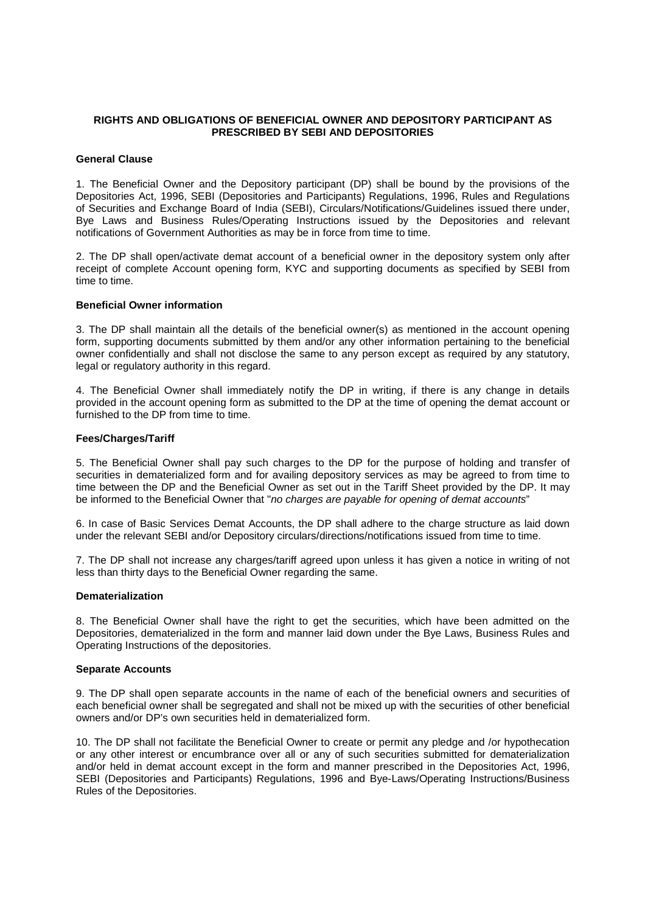# RIGHTS AND OBLIGATIONS OF BENEFICIAL OWNER AND DEPOSITORY PARTICIPANT AS PRESCRIBED BY SEBI AND DEPOSITORIES

## General Clause

1. The Beneficial Owner and the Depository participant (DP) shall be bound by the provisions of the Depositories Act, 1996, SEBI (Depositories and Participants) Regulations, 1996, Rules and Regulations of Securities and Exchange Board of India (SEBI), Circulars/Notifications/Guidelines issued there under, Bye Laws and Business Rules/Operating Instructions issued by the Depositories and relevant notifications of Government Authorities as may be in force from time to time.

2. The DP shall open/activate demat account of a beneficial owner in the depository system only after receipt of complete Account opening form, KYC and supporting documents as specified by SEBI from time to time.

## Beneficial Owner information

3. The DP shall maintain all the details of the beneficial owner(s) as mentioned in the account opening form, supporting documents submitted by them and/or any other information pertaining to the beneficial owner confidentially and shall not disclose the same to any person except as required by any statutory, legal or regulatory authority in this regard.

4. The Beneficial Owner shall immediately notify the DP in writing, if there is any change in details provided in the account opening form as submitted to the DP at the time of opening the demat account or furnished to the DP from time to time.

## Fees/Charges/Tariff

5. The Beneficial Owner shall pay such charges to the DP for the purpose of holding and transfer of securities in dematerialized form and for availing depository services as may be agreed to from time to time between the DP and the Beneficial Owner as set out in the Tariff Sheet provided by the DP. It may be informed to the Beneficial Owner that "*no charges are payable for opening of demat accounts*"

6. In case of Basic Services Demat Accounts, the DP shall adhere to the charge structure as laid down under the relevant SEBI and/or Depository circulars/directions/notifications issued from time to time.

7. The DP shall not increase any charges/tariff agreed upon unless it has given a notice in writing of not less than thirty days to the Beneficial Owner regarding the same.

## Dematerialization

8. The Beneficial Owner shall have the right to get the securities, which have been admitted on the Depositories, dematerialized in the form and manner laid down under the Bye Laws, Business Rules and Operating Instructions of the depositories.

## Separate Accounts

9. The DP shall open separate accounts in the name of each of the beneficial owners and securities of each beneficial owner shall be segregated and shall not be mixed up with the securities of other beneficial owners and/or DP's own securities held in dematerialized form.

10. The DP shall not facilitate the Beneficial Owner to create or permit any pledge and /or hypothecation or any other interest or encumbrance over all or any of such securities submitted for dematerialization and/or held in demat account except in the form and manner prescribed in the Depositories Act, 1996, SEBI (Depositories and Participants) Regulations, 1996 and Bye-Laws/Operating Instructions/Business Rules of the Depositories.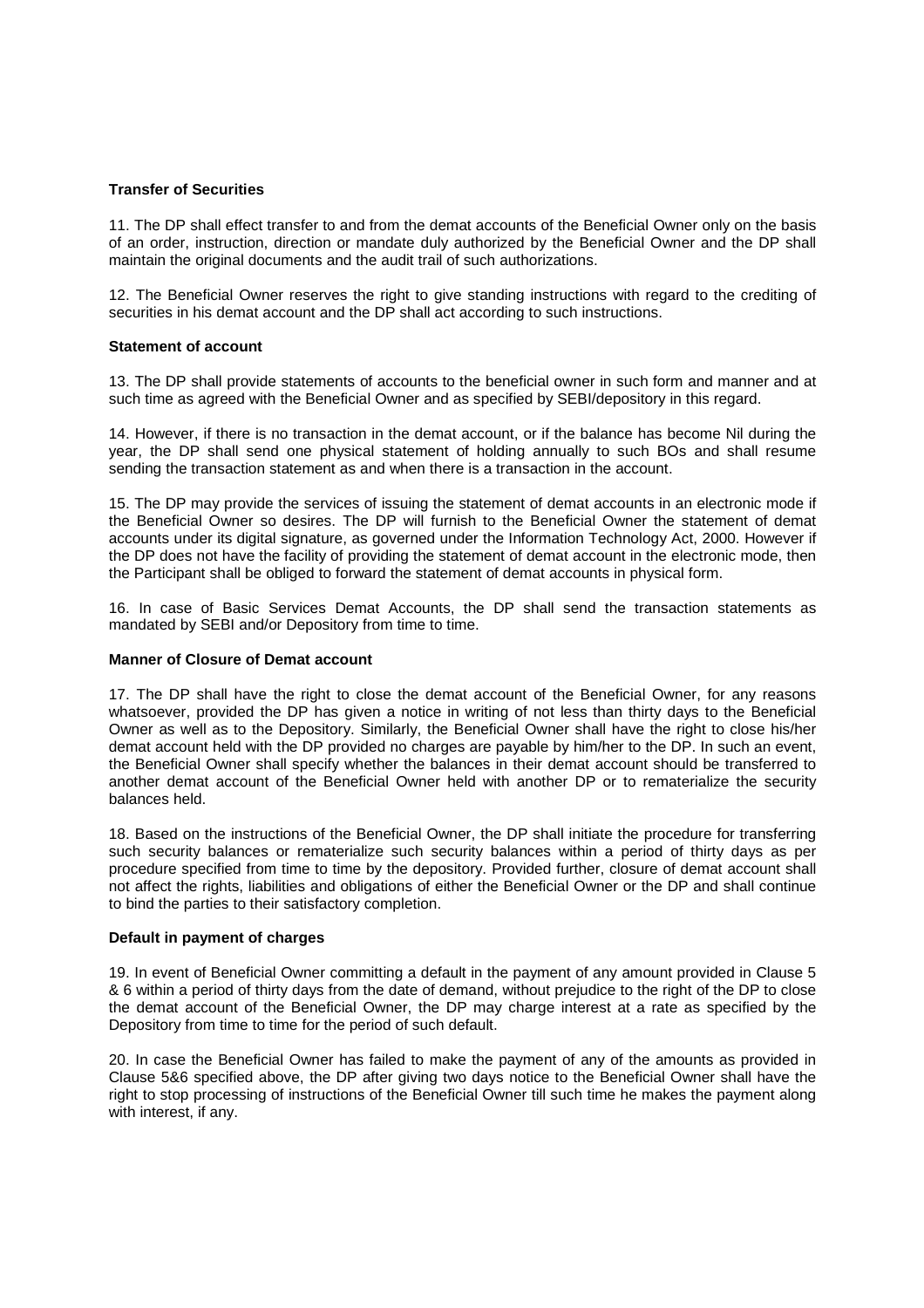**Transfer of Securities**

11. The DP shall effect transfer to and from the demat accounts of the Beneficial Owner only on the basis of an order, instruction, direction or mandate duly authorized by the Beneficial Owner and the DP shall maintain the original documents and the audit trail of such authorizations.

12. The Beneficial Owner reserves the right to give standing instructions with regard to the crediting of securities in his demat account and the DP shall act according to such instructions.

**Statement of account**

13. The DP shall provide statements of accounts to the beneficial owner in such form and manner and at such time as agreed with the Beneficial Owner and as specified by SEBI/depository in this regard.

14. However, if there is no transaction in the demat account, or if the balance has become Nil during the year, the DP shall send one physical statement of holding annually to such BOs and shall resume sending the transaction statement as and when there is a transaction in the account.

15. The DP may provide the services of issuing the statement of demat accounts in an electronic mode if the Beneficial Owner so desires. The DP will furnish to the Beneficial Owner the statement of demat accounts under its digital signature, as governed under the Information Technology Act, 2000. However if the DP does not have the facility of providing the statement of demat account in the electronic mode, then the Participant shall be obliged to forward the statement of demat accounts in physical form.

16. In case of Basic Services Demat Accounts, the DP shall send the transaction statements as mandated by SEBI and/or Depository from time to time.

**Manner of Closure of Demat account**

17. The DP shall have the right to close the demat account of the Beneficial Owner, for any reasons whatsoever, provided the DP has given a notice in writing of not less than thirty days to the Beneficial Owner as well as to the Depository. Similarly, the Beneficial Owner shall have the right to close his/her demat account held with the DP provided no charges are payable by him/her to the DP. In such an event, the Beneficial Owner shall specify whether the balances in their demat account should be transferred to another demat account of the Beneficial Owner held with another DP or to rematerialize the security balances held.

18. Based on the instructions of the Beneficial Owner, the DP shall initiate the procedure for transferring such security balances or rematerialize such security balances within a period of thirty days as per procedure specified from time to time by the depository. Provided further, closure of demat account shall not affect the rights, liabilities and obligations of either the Beneficial Owner or the DP and shall continue to bind the parties to their satisfactory completion.

**Default in payment of charges**

19. In event of Beneficial Owner committing a default in the payment of any amount provided in Clause 5 & 6 within a period of thirty days from the date of demand, without prejudice to the right of the DP to close the demat account of the Beneficial Owner, the DP may charge interest at a rate as specified by the Depository from time to time for the period of such default.

20. In case the Beneficial Owner has failed to make the payment of any of the amounts as provided in Clause 5&6 specified above, the DP after giving two days notice to the Beneficial Owner shall have the right to stop processing of instructions of the Beneficial Owner till such time he makes the payment along with interest, if any.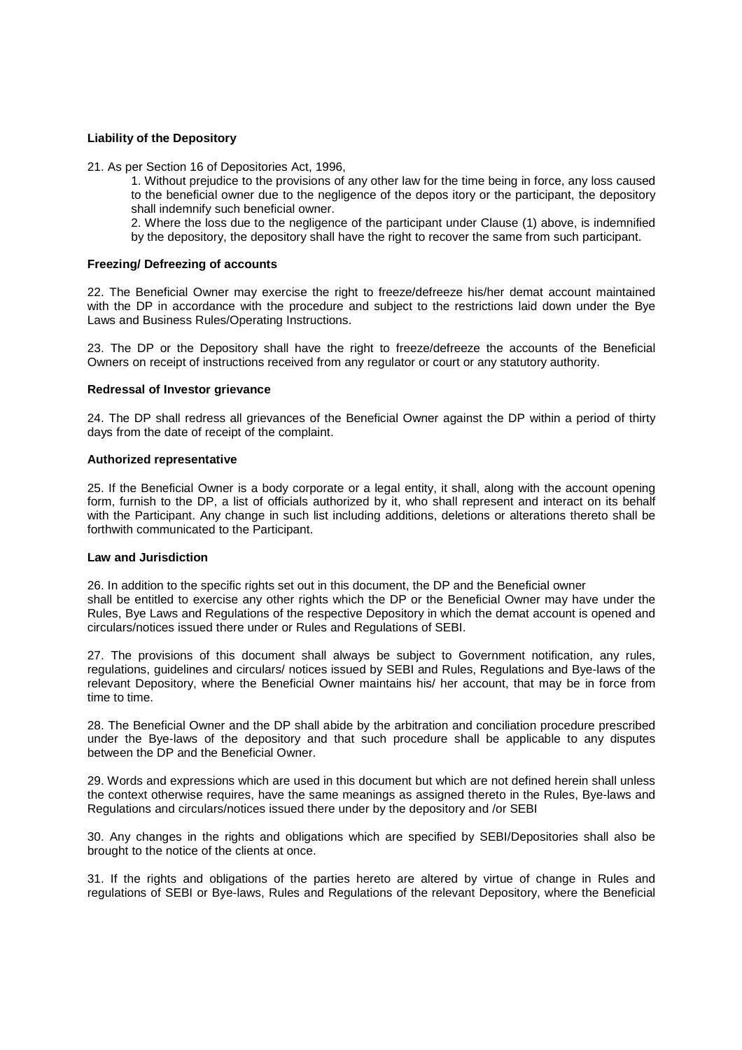**Liability of the Depository**

21. As per Section 16 of Depositories Act, 1996,

1. Without prejudice to the provisions of any other law for the time being in force, any loss caused to the beneficial owner due to the negligence of the depos itory or the participant, the depository shall indemnify such beneficial owner.
2. Where the loss due to the negligence of the participant under Clause (1) above, is indemnified by the depository, the depository shall have the right to recover the same from such participant.

**Freezing/ Defreezing of accounts**

22. The Beneficial Owner may exercise the right to freeze/defreeze his/her demat account maintained with the DP in accordance with the procedure and subject to the restrictions laid down under the Bye Laws and Business Rules/Operating Instructions.

23. The DP or the Depository shall have the right to freeze/defreeze the accounts of the Beneficial Owners on receipt of instructions received from any regulator or court or any statutory authority.

**Redressal of Investor grievance**

24. The DP shall redress all grievances of the Beneficial Owner against the DP within a period of thirty days from the date of receipt of the complaint.

**Authorized representative**

25. If the Beneficial Owner is a body corporate or a legal entity, it shall, along with the account opening form, furnish to the DP, a list of officials authorized by it, who shall represent and interact on its behalf with the Participant. Any change in such list including additions, deletions or alterations thereto shall be forthwith communicated to the Participant.

**Law and Jurisdiction**

26. In addition to the specific rights set out in this document, the DP and the Beneficial owner shall be entitled to exercise any other rights which the DP or the Beneficial Owner may have under the Rules, Bye Laws and Regulations of the respective Depository in which the demat account is opened and circulars/notices issued there under or Rules and Regulations of SEBI.

27. The provisions of this document shall always be subject to Government notification, any rules, regulations, guidelines and circulars/ notices issued by SEBI and Rules, Regulations and Bye-laws of the relevant Depository, where the Beneficial Owner maintains his/ her account, that may be in force from time to time.

28. The Beneficial Owner and the DP shall abide by the arbitration and conciliation procedure prescribed under the Bye-laws of the depository and that such procedure shall be applicable to any disputes between the DP and the Beneficial Owner.

29. Words and expressions which are used in this document but which are not defined herein shall unless the context otherwise requires, have the same meanings as assigned thereto in the Rules, Bye-laws and Regulations and circulars/notices issued there under by the depository and /or SEBI

30. Any changes in the rights and obligations which are specified by SEBI/Depositories shall also be brought to the notice of the clients at once.

31. If the rights and obligations of the parties hereto are altered by virtue of change in Rules and regulations of SEBI or Bye-laws, Rules and Regulations of the relevant Depository, where the Beneficial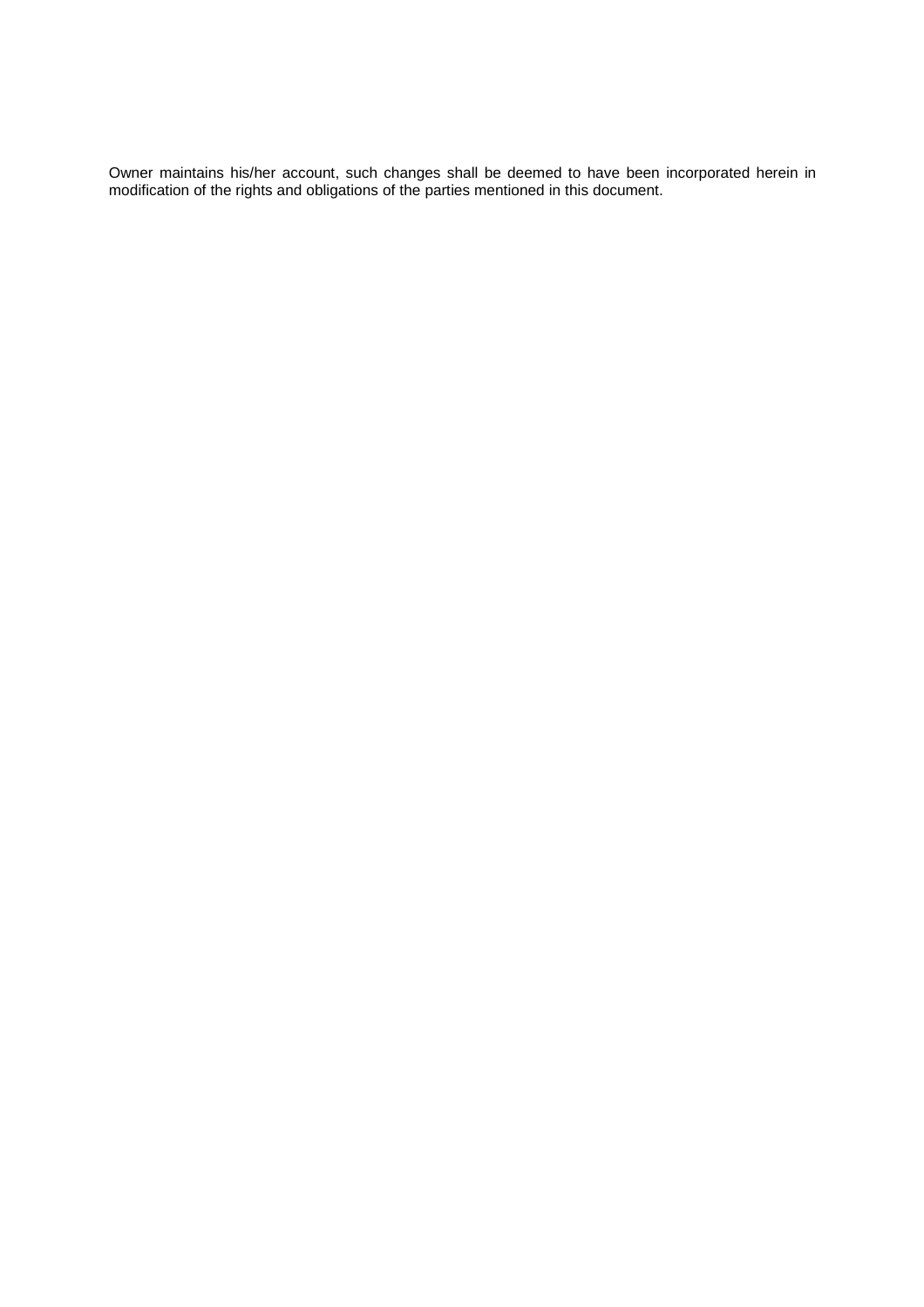Owner maintains his/her account, such changes shall be deemed to have been incorporated herein in modification of the rights and obligations of the parties mentioned in this document.